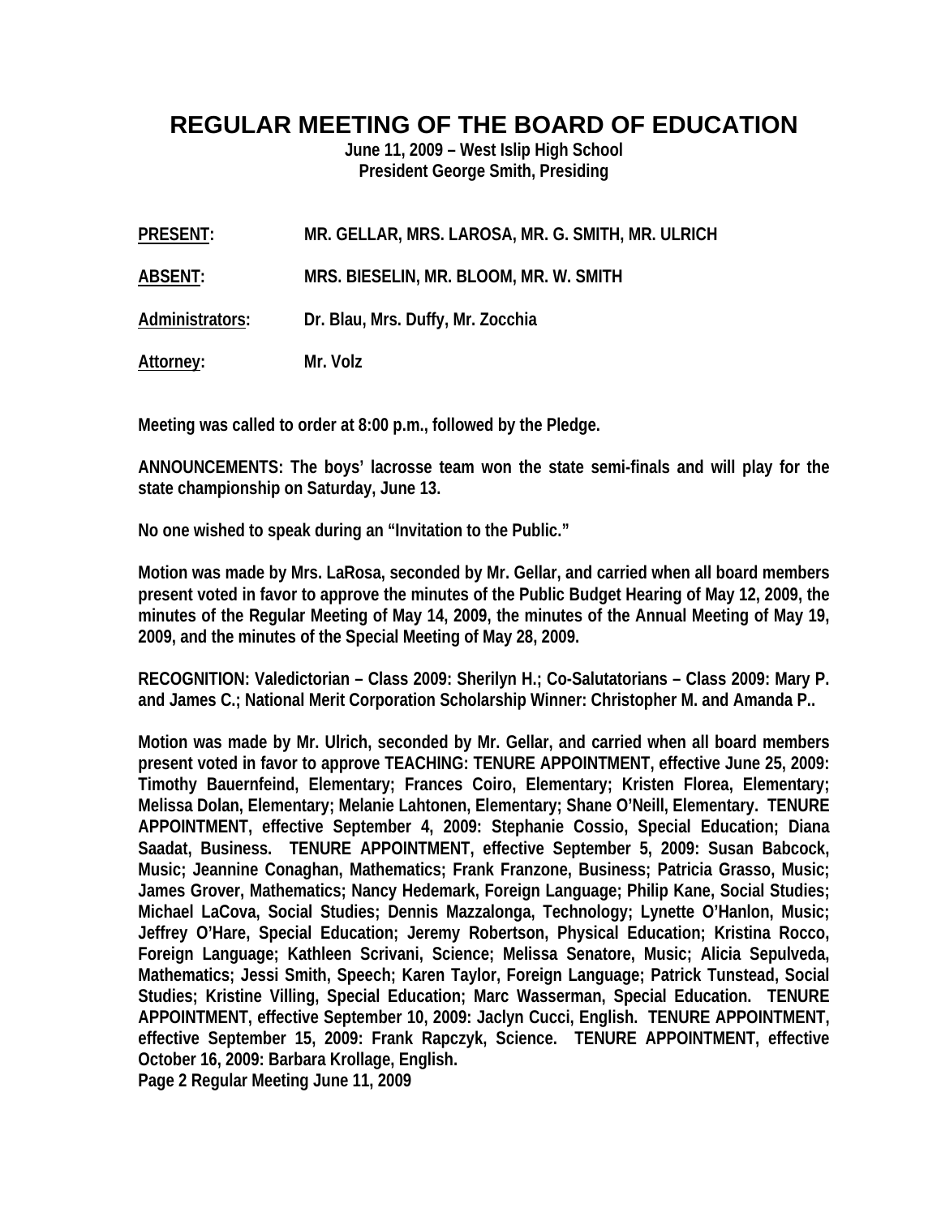# REGULAR MEETING OF THE BOARD OF EDUCATION

**June 11, 2009 – West Islip High School**
**President George Smith, Presiding**

**PRESENT:** MR. GELLAR, MRS. LAROSA, MR. G. SMITH, MR. ULRICH

**ABSENT:** MRS. BIESELIN, MR. BLOOM, MR. W. SMITH

**Administrators:** Dr. Blau, Mrs. Duffy, Mr. Zocchia

**Attorney:** Mr. Volz

Meeting was called to order at 8:00 p.m., followed by the Pledge.

ANNOUNCEMENTS: The boys' lacrosse team won the state semi-finals and will play for the state championship on Saturday, June 13.

No one wished to speak during an "Invitation to the Public."

Motion was made by Mrs. LaRosa, seconded by Mr. Gellar, and carried when all board members present voted in favor to approve the minutes of the Public Budget Hearing of May 12, 2009, the minutes of the Regular Meeting of May 14, 2009, the minutes of the Annual Meeting of May 19, 2009, and the minutes of the Special Meeting of May 28, 2009.

RECOGNITION: Valedictorian – Class 2009: Sherilyn H.; Co-Salutatorians – Class 2009: Mary P. and James C.; National Merit Corporation Scholarship Winner: Christopher M. and Amanda P..

Motion was made by Mr. Ulrich, seconded by Mr. Gellar, and carried when all board members present voted in favor to approve TEACHING: TENURE APPOINTMENT, effective June 25, 2009: Timothy Bauernfeind, Elementary; Frances Coiro, Elementary; Kristen Florea, Elementary; Melissa Dolan, Elementary; Melanie Lahtonen, Elementary; Shane O'Neill, Elementary. TENURE APPOINTMENT, effective September 4, 2009: Stephanie Cossio, Special Education; Diana Saadat, Business. TENURE APPOINTMENT, effective September 5, 2009: Susan Babcock, Music; Jeannine Conaghan, Mathematics; Frank Franzone, Business; Patricia Grasso, Music; James Grover, Mathematics; Nancy Hedemark, Foreign Language; Philip Kane, Social Studies; Michael LaCova, Social Studies; Dennis Mazzalonga, Technology; Lynette O'Hanlon, Music; Jeffrey O'Hare, Special Education; Jeremy Robertson, Physical Education; Kristina Rocco, Foreign Language; Kathleen Scrivani, Science; Melissa Senatore, Music; Alicia Sepulveda, Mathematics; Jessi Smith, Speech; Karen Taylor, Foreign Language; Patrick Tunstead, Social Studies; Kristine Villing, Special Education; Marc Wasserman, Special Education. TENURE APPOINTMENT, effective September 10, 2009: Jaclyn Cucci, English. TENURE APPOINTMENT, effective September 15, 2009: Frank Rapczyk, Science. TENURE APPOINTMENT, effective October 16, 2009: Barbara Krollage, English.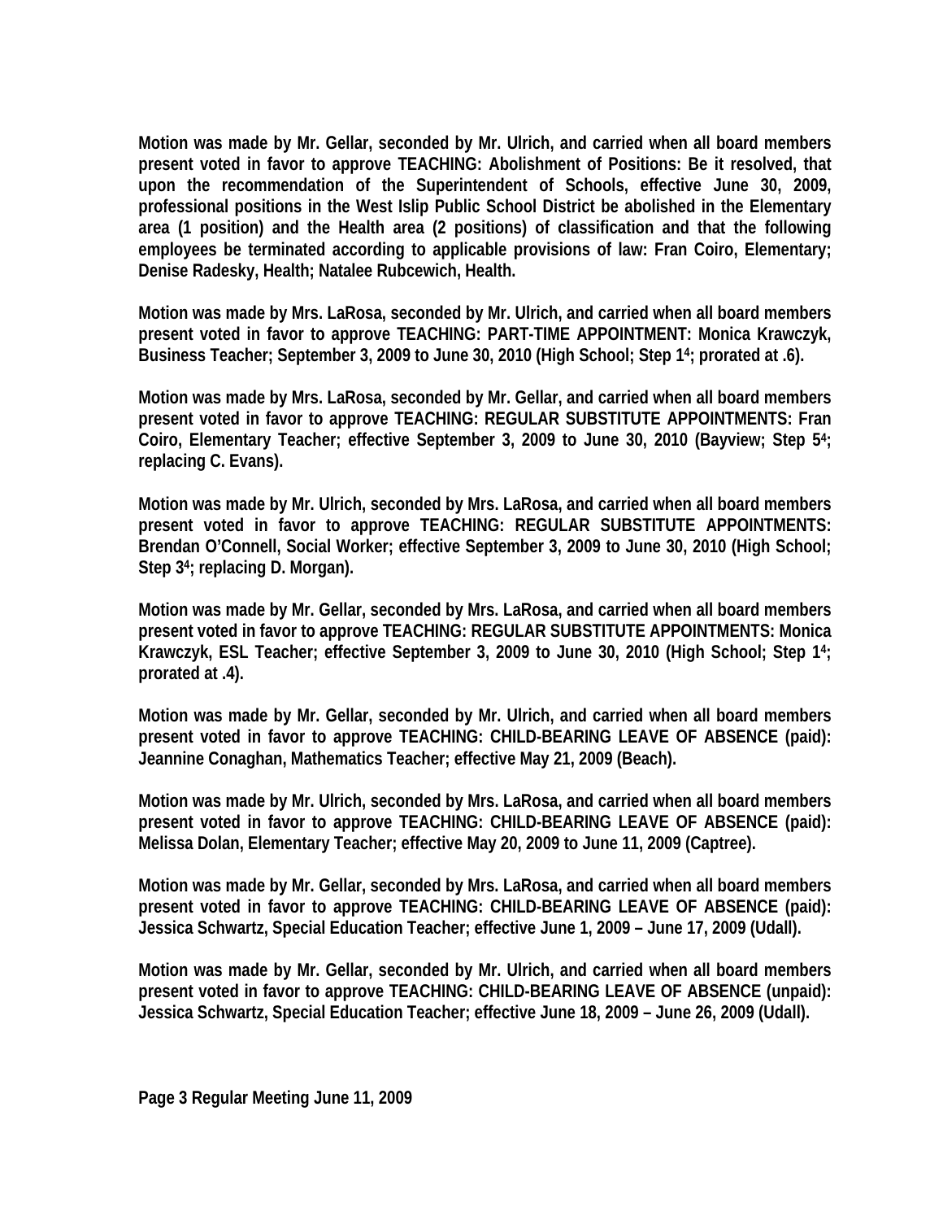**Motion was made by Mr. Gellar, seconded by Mr. Ulrich, and carried when all board members present voted in favor to approve TEACHING: Abolishment of Positions: Be it resolved, that upon the recommendation of the Superintendent of Schools, effective June 30, 2009, professional positions in the West Islip Public School District be abolished in the Elementary area (1 position) and the Health area (2 positions) of classification and that the following employees be terminated according to applicable provisions of law: Fran Coiro, Elementary; Denise Radesky, Health; Natalee Rubcewich, Health.**

**Motion was made by Mrs. LaRosa, seconded by Mr. Ulrich, and carried when all board members present voted in favor to approve TEACHING: PART-TIME APPOINTMENT: Monica Krawczyk, Business Teacher; September 3, 2009 to June 30, 2010 (High School; Step 1[4]; prorated at .6).**

**Motion was made by Mrs. LaRosa, seconded by Mr. Gellar, and carried when all board members present voted in favor to approve TEACHING: REGULAR SUBSTITUTE APPOINTMENTS: Fran Coiro, Elementary Teacher; effective September 3, 2009 to June 30, 2010 (Bayview; Step 5[4]; replacing C. Evans).**

**Motion was made by Mr. Ulrich, seconded by Mrs. LaRosa, and carried when all board members present voted in favor to approve TEACHING: REGULAR SUBSTITUTE APPOINTMENTS: Brendan O'Connell, Social Worker; effective September 3, 2009 to June 30, 2010 (High School; Step 3[4]; replacing D. Morgan).**

**Motion was made by Mr. Gellar, seconded by Mrs. LaRosa, and carried when all board members present voted in favor to approve TEACHING: REGULAR SUBSTITUTE APPOINTMENTS: Monica Krawczyk, ESL Teacher; effective September 3, 2009 to June 30, 2010 (High School; Step 1[4]; prorated at .4).**

**Motion was made by Mr. Gellar, seconded by Mr. Ulrich, and carried when all board members present voted in favor to approve TEACHING: CHILD-BEARING LEAVE OF ABSENCE (paid): Jeannine Conaghan, Mathematics Teacher; effective May 21, 2009 (Beach).**

**Motion was made by Mr. Ulrich, seconded by Mrs. LaRosa, and carried when all board members present voted in favor to approve TEACHING: CHILD-BEARING LEAVE OF ABSENCE (paid): Melissa Dolan, Elementary Teacher; effective May 20, 2009 to June 11, 2009 (Captree).**

**Motion was made by Mr. Gellar, seconded by Mrs. LaRosa, and carried when all board members present voted in favor to approve TEACHING: CHILD-BEARING LEAVE OF ABSENCE (paid): Jessica Schwartz, Special Education Teacher; effective June 1, 2009 – June 17, 2009 (Udall).**

**Motion was made by Mr. Gellar, seconded by Mr. Ulrich, and carried when all board members present voted in favor to approve TEACHING: CHILD-BEARING LEAVE OF ABSENCE (unpaid): Jessica Schwartz, Special Education Teacher; effective June 18, 2009 – June 26, 2009 (Udall).**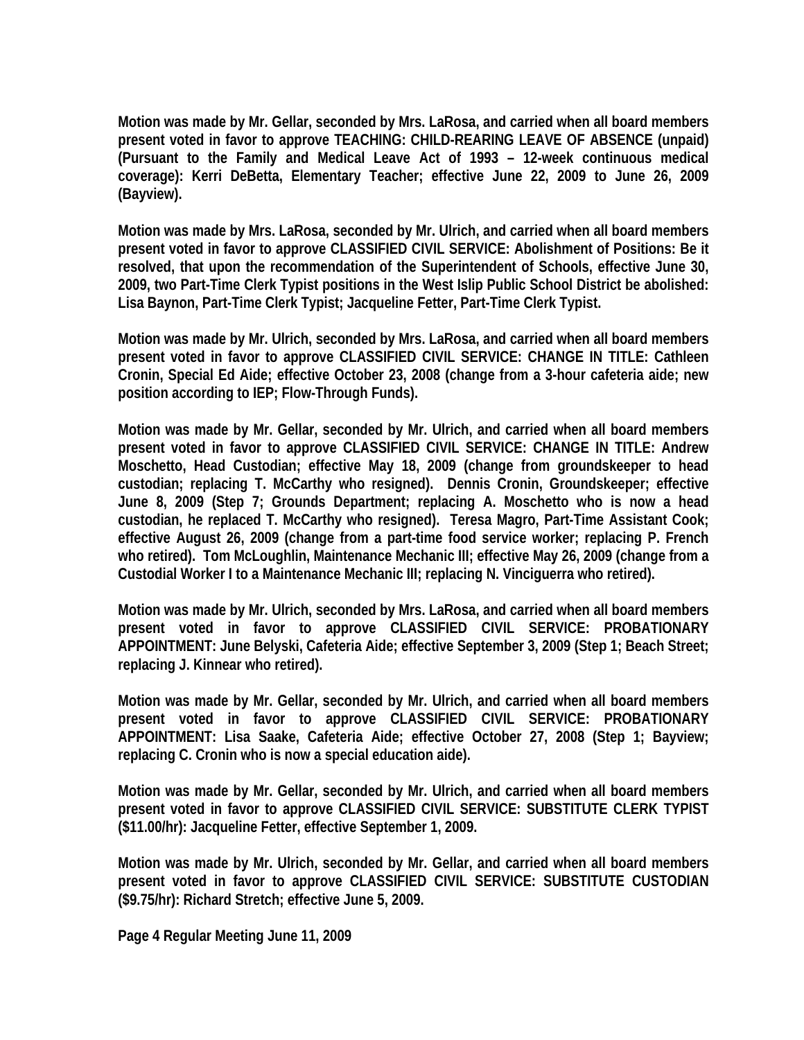**Motion was made by Mr. Gellar, seconded by Mrs. LaRosa, and carried when all board members present voted in favor to approve TEACHING: CHILD-REARING LEAVE OF ABSENCE (unpaid) (Pursuant to the Family and Medical Leave Act of 1993 – 12-week continuous medical coverage): Kerri DeBetta, Elementary Teacher; effective June 22, 2009 to June 26, 2009 (Bayview).**

**Motion was made by Mrs. LaRosa, seconded by Mr. Ulrich, and carried when all board members present voted in favor to approve CLASSIFIED CIVIL SERVICE: Abolishment of Positions: Be it resolved, that upon the recommendation of the Superintendent of Schools, effective June 30, 2009, two Part-Time Clerk Typist positions in the West Islip Public School District be abolished: Lisa Baynon, Part-Time Clerk Typist; Jacqueline Fetter, Part-Time Clerk Typist.**

**Motion was made by Mr. Ulrich, seconded by Mrs. LaRosa, and carried when all board members present voted in favor to approve CLASSIFIED CIVIL SERVICE: CHANGE IN TITLE: Cathleen Cronin, Special Ed Aide; effective October 23, 2008 (change from a 3-hour cafeteria aide; new position according to IEP; Flow-Through Funds).**

**Motion was made by Mr. Gellar, seconded by Mr. Ulrich, and carried when all board members present voted in favor to approve CLASSIFIED CIVIL SERVICE: CHANGE IN TITLE: Andrew Moschetto, Head Custodian; effective May 18, 2009 (change from groundskeeper to head custodian; replacing T. McCarthy who resigned). Dennis Cronin, Groundskeeper; effective June 8, 2009 (Step 7; Grounds Department; replacing A. Moschetto who is now a head custodian, he replaced T. McCarthy who resigned). Teresa Magro, Part-Time Assistant Cook; effective August 26, 2009 (change from a part-time food service worker; replacing P. French who retired). Tom McLoughlin, Maintenance Mechanic III; effective May 26, 2009 (change from a Custodial Worker I to a Maintenance Mechanic III; replacing N. Vinciguerra who retired).**

**Motion was made by Mr. Ulrich, seconded by Mrs. LaRosa, and carried when all board members present voted in favor to approve CLASSIFIED CIVIL SERVICE: PROBATIONARY APPOINTMENT: June Belyski, Cafeteria Aide; effective September 3, 2009 (Step 1; Beach Street; replacing J. Kinnear who retired).**

**Motion was made by Mr. Gellar, seconded by Mr. Ulrich, and carried when all board members present voted in favor to approve CLASSIFIED CIVIL SERVICE: PROBATIONARY APPOINTMENT: Lisa Saake, Cafeteria Aide; effective October 27, 2008 (Step 1; Bayview; replacing C. Cronin who is now a special education aide).**

**Motion was made by Mr. Gellar, seconded by Mr. Ulrich, and carried when all board members present voted in favor to approve CLASSIFIED CIVIL SERVICE: SUBSTITUTE CLERK TYPIST ($11.00/hr): Jacqueline Fetter, effective September 1, 2009.**

**Motion was made by Mr. Ulrich, seconded by Mr. Gellar, and carried when all board members present voted in favor to approve CLASSIFIED CIVIL SERVICE: SUBSTITUTE CUSTODIAN ($9.75/hr): Richard Stretch; effective June 5, 2009.**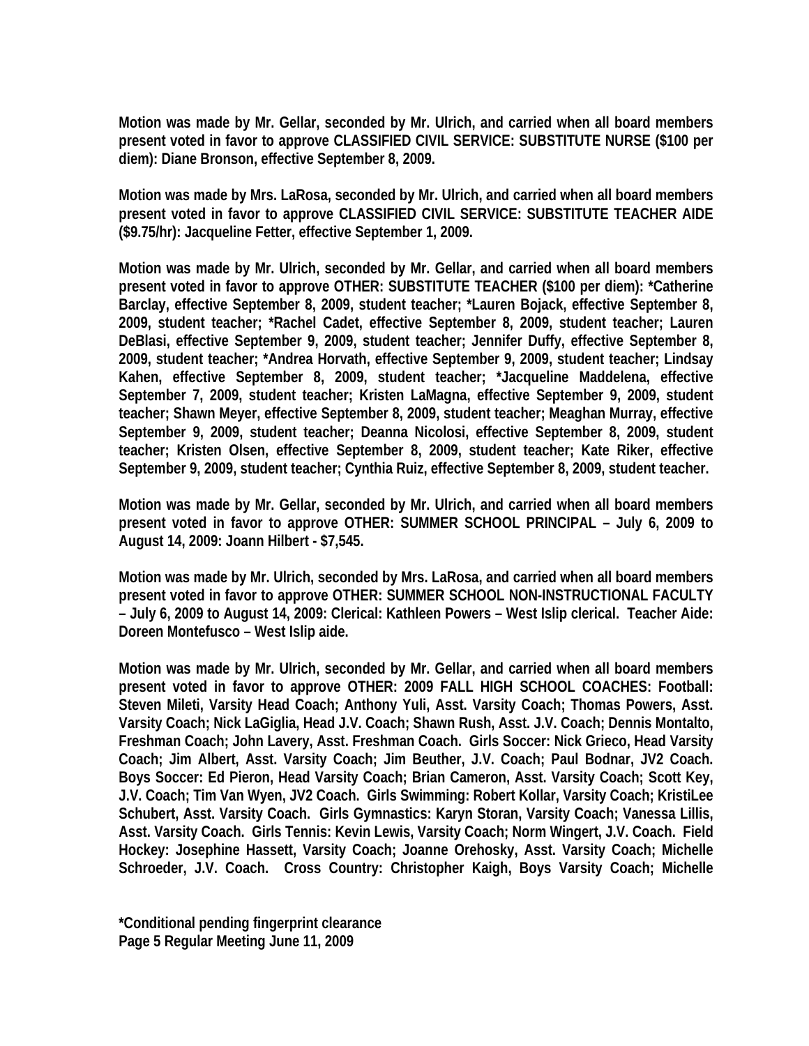**Motion was made by Mr. Gellar, seconded by Mr. Ulrich, and carried when all board members present voted in favor to approve CLASSIFIED CIVIL SERVICE: SUBSTITUTE NURSE ($100 per diem): Diane Bronson, effective September 8, 2009.**

**Motion was made by Mrs. LaRosa, seconded by Mr. Ulrich, and carried when all board members present voted in favor to approve CLASSIFIED CIVIL SERVICE: SUBSTITUTE TEACHER AIDE ($9.75/hr): Jacqueline Fetter, effective September 1, 2009.**

**Motion was made by Mr. Ulrich, seconded by Mr. Gellar, and carried when all board members present voted in favor to approve OTHER: SUBSTITUTE TEACHER ($100 per diem): *Catherine Barclay, effective September 8, 2009, student teacher; *Lauren Bojack, effective September 8, 2009, student teacher; *Rachel Cadet, effective September 8, 2009, student teacher; Lauren DeBlasi, effective September 9, 2009, student teacher; Jennifer Duffy, effective September 8, 2009, student teacher; *Andrea Horvath, effective September 9, 2009, student teacher; Lindsay Kahen, effective September 8, 2009, student teacher; *Jacqueline Maddelena, effective September 7, 2009, student teacher; Kristen LaMagna, effective September 9, 2009, student teacher; Shawn Meyer, effective September 8, 2009, student teacher; Meaghan Murray, effective September 9, 2009, student teacher; Deanna Nicolosi, effective September 8, 2009, student teacher; Kristen Olsen, effective September 8, 2009, student teacher; Kate Riker, effective September 9, 2009, student teacher; Cynthia Ruiz, effective September 8, 2009, student teacher.**

**Motion was made by Mr. Gellar, seconded by Mr. Ulrich, and carried when all board members present voted in favor to approve OTHER: SUMMER SCHOOL PRINCIPAL – July 6, 2009 to August 14, 2009: Joann Hilbert - $7,545.**

**Motion was made by Mr. Ulrich, seconded by Mrs. LaRosa, and carried when all board members present voted in favor to approve OTHER: SUMMER SCHOOL NON-INSTRUCTIONAL FACULTY – July 6, 2009 to August 14, 2009: Clerical: Kathleen Powers – West Islip clerical. Teacher Aide: Doreen Montefusco – West Islip aide.**

**Motion was made by Mr. Ulrich, seconded by Mr. Gellar, and carried when all board members present voted in favor to approve OTHER: 2009 FALL HIGH SCHOOL COACHES: Football: Steven Mileti, Varsity Head Coach; Anthony Yuli, Asst. Varsity Coach; Thomas Powers, Asst. Varsity Coach; Nick LaGiglia, Head J.V. Coach; Shawn Rush, Asst. J.V. Coach; Dennis Montalto, Freshman Coach; John Lavery, Asst. Freshman Coach. Girls Soccer: Nick Grieco, Head Varsity Coach; Jim Albert, Asst. Varsity Coach; Jim Beuther, J.V. Coach; Paul Bodnar, JV2 Coach. Boys Soccer: Ed Pieron, Head Varsity Coach; Brian Cameron, Asst. Varsity Coach; Scott Key, J.V. Coach; Tim Van Wyen, JV2 Coach. Girls Swimming: Robert Kollar, Varsity Coach; KristiLee Schubert, Asst. Varsity Coach. Girls Gymnastics: Karyn Storan, Varsity Coach; Vanessa Lillis, Asst. Varsity Coach. Girls Tennis: Kevin Lewis, Varsity Coach; Norm Wingert, J.V. Coach. Field Hockey: Josephine Hassett, Varsity Coach; Joanne Orehosky, Asst. Varsity Coach; Michelle Schroeder, J.V. Coach. Cross Country: Christopher Kaigh, Boys Varsity Coach; Michelle**

**\*Conditional pending fingerprint clearance**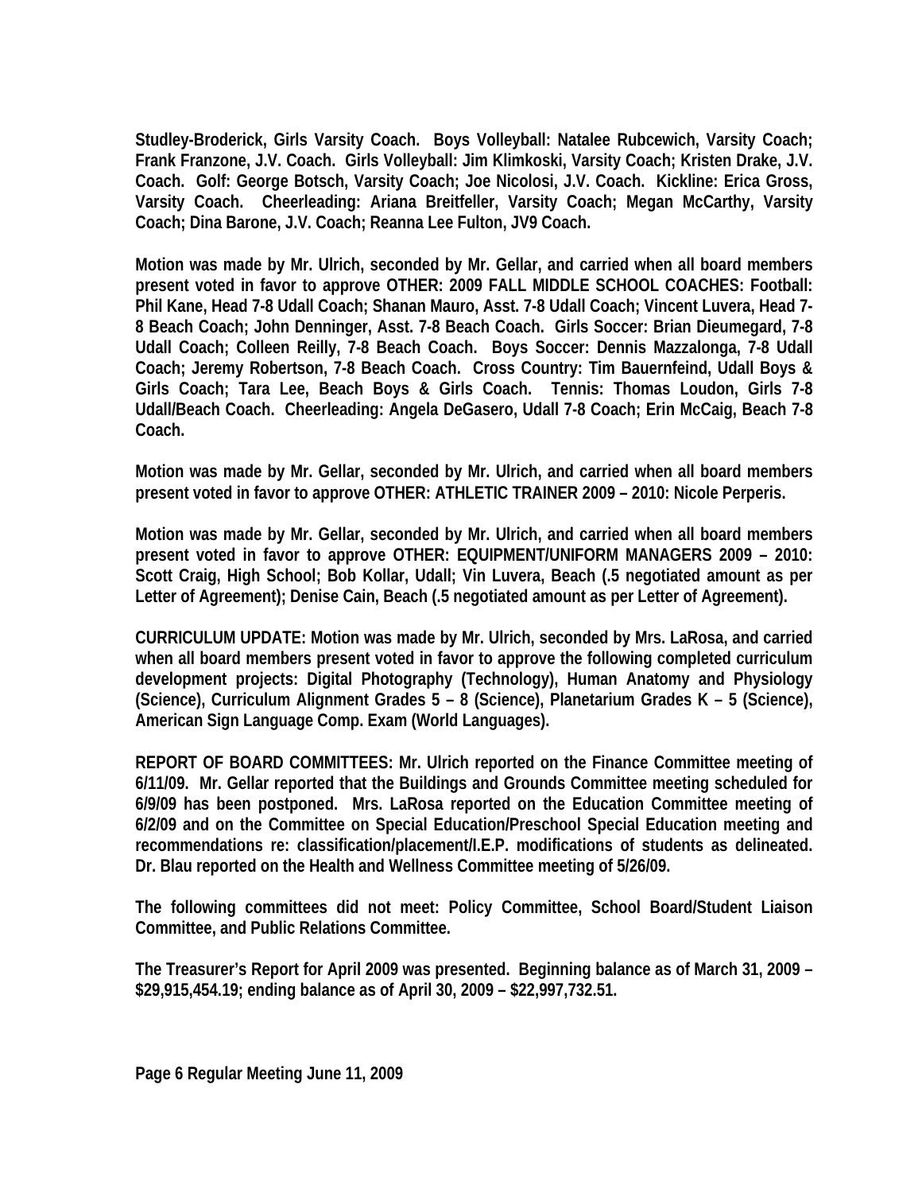**Studley-Broderick, Girls Varsity Coach. Boys Volleyball: Natalee Rubcewich, Varsity Coach; Frank Franzone, J.V. Coach. Girls Volleyball: Jim Klimkoski, Varsity Coach; Kristen Drake, J.V. Coach. Golf: George Botsch, Varsity Coach; Joe Nicolosi, J.V. Coach. Kickline: Erica Gross, Varsity Coach. Cheerleading: Ariana Breitfeller, Varsity Coach; Megan McCarthy, Varsity Coach; Dina Barone, J.V. Coach; Reanna Lee Fulton, JV9 Coach.**

**Motion was made by Mr. Ulrich, seconded by Mr. Gellar, and carried when all board members present voted in favor to approve OTHER: 2009 FALL MIDDLE SCHOOL COACHES: Football: Phil Kane, Head 7-8 Udall Coach; Shanan Mauro, Asst. 7-8 Udall Coach; Vincent Luvera, Head 7-8 Beach Coach; John Denninger, Asst. 7-8 Beach Coach. Girls Soccer: Brian Dieumegard, 7-8 Udall Coach; Colleen Reilly, 7-8 Beach Coach. Boys Soccer: Dennis Mazzalonga, 7-8 Udall Coach; Jeremy Robertson, 7-8 Beach Coach. Cross Country: Tim Bauernfeind, Udall Boys & Girls Coach; Tara Lee, Beach Boys & Girls Coach. Tennis: Thomas Loudon, Girls 7-8 Udall/Beach Coach. Cheerleading: Angela DeGasero, Udall 7-8 Coach; Erin McCaig, Beach 7-8 Coach.**

**Motion was made by Mr. Gellar, seconded by Mr. Ulrich, and carried when all board members present voted in favor to approve OTHER: ATHLETIC TRAINER 2009 – 2010: Nicole Perperis.**

**Motion was made by Mr. Gellar, seconded by Mr. Ulrich, and carried when all board members present voted in favor to approve OTHER: EQUIPMENT/UNIFORM MANAGERS 2009 – 2010: Scott Craig, High School; Bob Kollar, Udall; Vin Luvera, Beach (.5 negotiated amount as per Letter of Agreement); Denise Cain, Beach (.5 negotiated amount as per Letter of Agreement).**

**CURRICULUM UPDATE: Motion was made by Mr. Ulrich, seconded by Mrs. LaRosa, and carried when all board members present voted in favor to approve the following completed curriculum development projects: Digital Photography (Technology), Human Anatomy and Physiology (Science), Curriculum Alignment Grades 5 – 8 (Science), Planetarium Grades K – 5 (Science), American Sign Language Comp. Exam (World Languages).**

**REPORT OF BOARD COMMITTEES: Mr. Ulrich reported on the Finance Committee meeting of 6/11/09. Mr. Gellar reported that the Buildings and Grounds Committee meeting scheduled for 6/9/09 has been postponed. Mrs. LaRosa reported on the Education Committee meeting of 6/2/09 and on the Committee on Special Education/Preschool Special Education meeting and recommendations re: classification/placement/I.E.P. modifications of students as delineated. Dr. Blau reported on the Health and Wellness Committee meeting of 5/26/09.**

**The following committees did not meet: Policy Committee, School Board/Student Liaison Committee, and Public Relations Committee.**

**The Treasurer's Report for April 2009 was presented. Beginning balance as of March 31, 2009 – $29,915,454.19; ending balance as of April 30, 2009 – $22,997,732.51.**

**Page 6 Regular Meeting June 11, 2009**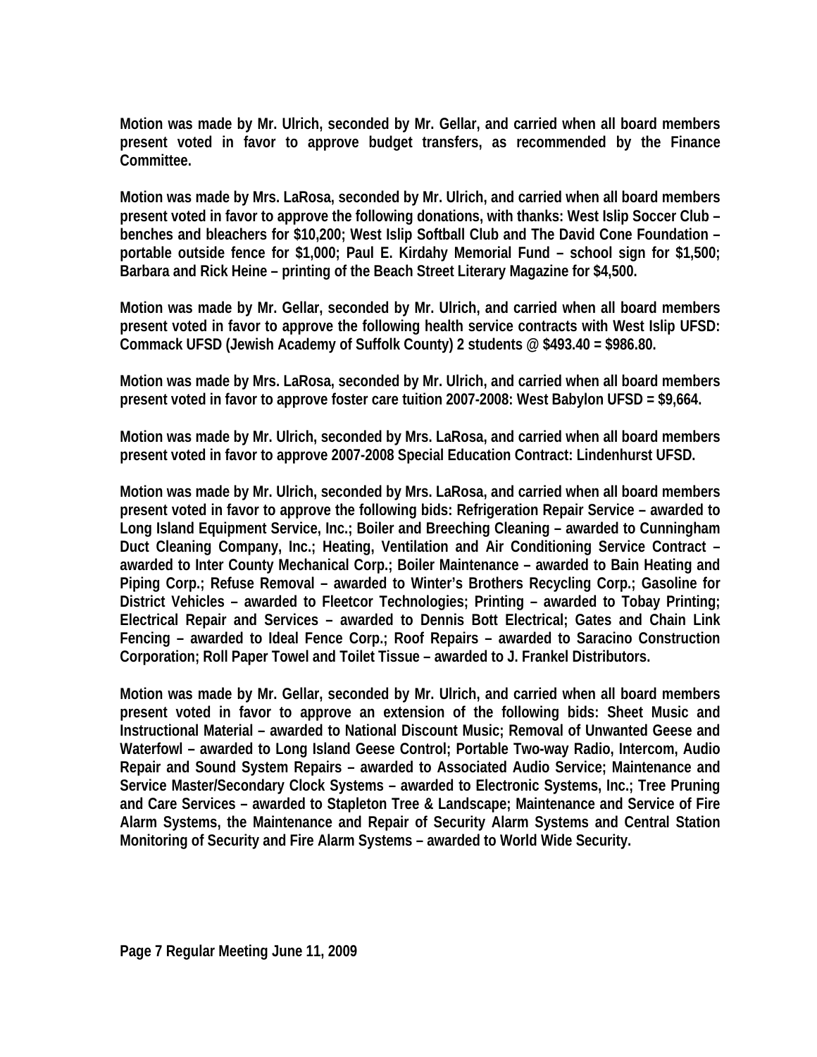**Motion was made by Mr. Ulrich, seconded by Mr. Gellar, and carried when all board members present voted in favor to approve budget transfers, as recommended by the Finance Committee.**

**Motion was made by Mrs. LaRosa, seconded by Mr. Ulrich, and carried when all board members present voted in favor to approve the following donations, with thanks: West Islip Soccer Club – benches and bleachers for $10,200; West Islip Softball Club and The David Cone Foundation – portable outside fence for $1,000; Paul E. Kirdahy Memorial Fund – school sign for $1,500; Barbara and Rick Heine – printing of the Beach Street Literary Magazine for $4,500.**

**Motion was made by Mr. Gellar, seconded by Mr. Ulrich, and carried when all board members present voted in favor to approve the following health service contracts with West Islip UFSD: Commack UFSD (Jewish Academy of Suffolk County) 2 students @ $493.40 = $986.80.**

**Motion was made by Mrs. LaRosa, seconded by Mr. Ulrich, and carried when all board members present voted in favor to approve foster care tuition 2007-2008: West Babylon UFSD = $9,664.**

**Motion was made by Mr. Ulrich, seconded by Mrs. LaRosa, and carried when all board members present voted in favor to approve 2007-2008 Special Education Contract: Lindenhurst UFSD.**

**Motion was made by Mr. Ulrich, seconded by Mrs. LaRosa, and carried when all board members present voted in favor to approve the following bids: Refrigeration Repair Service – awarded to Long Island Equipment Service, Inc.; Boiler and Breeching Cleaning – awarded to Cunningham Duct Cleaning Company, Inc.; Heating, Ventilation and Air Conditioning Service Contract – awarded to Inter County Mechanical Corp.; Boiler Maintenance – awarded to Bain Heating and Piping Corp.; Refuse Removal – awarded to Winter's Brothers Recycling Corp.; Gasoline for District Vehicles – awarded to Fleetcor Technologies; Printing – awarded to Tobay Printing; Electrical Repair and Services – awarded to Dennis Bott Electrical; Gates and Chain Link Fencing – awarded to Ideal Fence Corp.; Roof Repairs – awarded to Saracino Construction Corporation; Roll Paper Towel and Toilet Tissue – awarded to J. Frankel Distributors.**

**Motion was made by Mr. Gellar, seconded by Mr. Ulrich, and carried when all board members present voted in favor to approve an extension of the following bids: Sheet Music and Instructional Material – awarded to National Discount Music; Removal of Unwanted Geese and Waterfowl – awarded to Long Island Geese Control; Portable Two-way Radio, Intercom, Audio Repair and Sound System Repairs – awarded to Associated Audio Service; Maintenance and Service Master/Secondary Clock Systems – awarded to Electronic Systems, Inc.; Tree Pruning and Care Services – awarded to Stapleton Tree & Landscape; Maintenance and Service of Fire Alarm Systems, the Maintenance and Repair of Security Alarm Systems and Central Station Monitoring of Security and Fire Alarm Systems – awarded to World Wide Security.**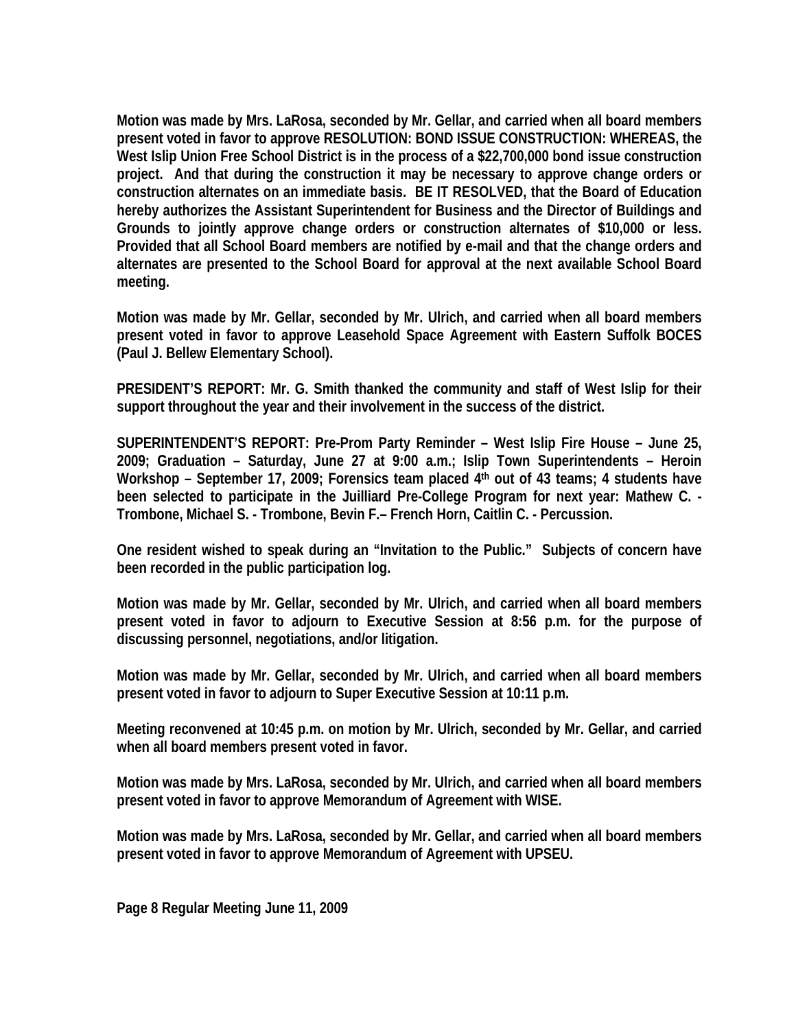**Motion was made by Mrs. LaRosa, seconded by Mr. Gellar, and carried when all board members present voted in favor to approve RESOLUTION: BOND ISSUE CONSTRUCTION: WHEREAS, the West Islip Union Free School District is in the process of a $22,700,000 bond issue construction project. And that during the construction it may be necessary to approve change orders or construction alternates on an immediate basis. BE IT RESOLVED, that the Board of Education hereby authorizes the Assistant Superintendent for Business and the Director of Buildings and Grounds to jointly approve change orders or construction alternates of $10,000 or less. Provided that all School Board members are notified by e-mail and that the change orders and alternates are presented to the School Board for approval at the next available School Board meeting.**

**Motion was made by Mr. Gellar, seconded by Mr. Ulrich, and carried when all board members present voted in favor to approve Leasehold Space Agreement with Eastern Suffolk BOCES (Paul J. Bellew Elementary School).**

**PRESIDENT'S REPORT: Mr. G. Smith thanked the community and staff of West Islip for their support throughout the year and their involvement in the success of the district.**

**SUPERINTENDENT'S REPORT: Pre-Prom Party Reminder – West Islip Fire House – June 25, 2009; Graduation – Saturday, June 27 at 9:00 a.m.; Islip Town Superintendents – Heroin Workshop – September 17, 2009; Forensics team placed 4th out of 43 teams; 4 students have been selected to participate in the Juilliard Pre-College Program for next year: Mathew C. - Trombone, Michael S. - Trombone, Bevin F.– French Horn, Caitlin C. - Percussion.**

**One resident wished to speak during an "Invitation to the Public." Subjects of concern have been recorded in the public participation log.**

**Motion was made by Mr. Gellar, seconded by Mr. Ulrich, and carried when all board members present voted in favor to adjourn to Executive Session at 8:56 p.m. for the purpose of discussing personnel, negotiations, and/or litigation.**

**Motion was made by Mr. Gellar, seconded by Mr. Ulrich, and carried when all board members present voted in favor to adjourn to Super Executive Session at 10:11 p.m.**

**Meeting reconvened at 10:45 p.m. on motion by Mr. Ulrich, seconded by Mr. Gellar, and carried when all board members present voted in favor.**

**Motion was made by Mrs. LaRosa, seconded by Mr. Ulrich, and carried when all board members present voted in favor to approve Memorandum of Agreement with WISE.**

**Motion was made by Mrs. LaRosa, seconded by Mr. Gellar, and carried when all board members present voted in favor to approve Memorandum of Agreement with UPSEU.**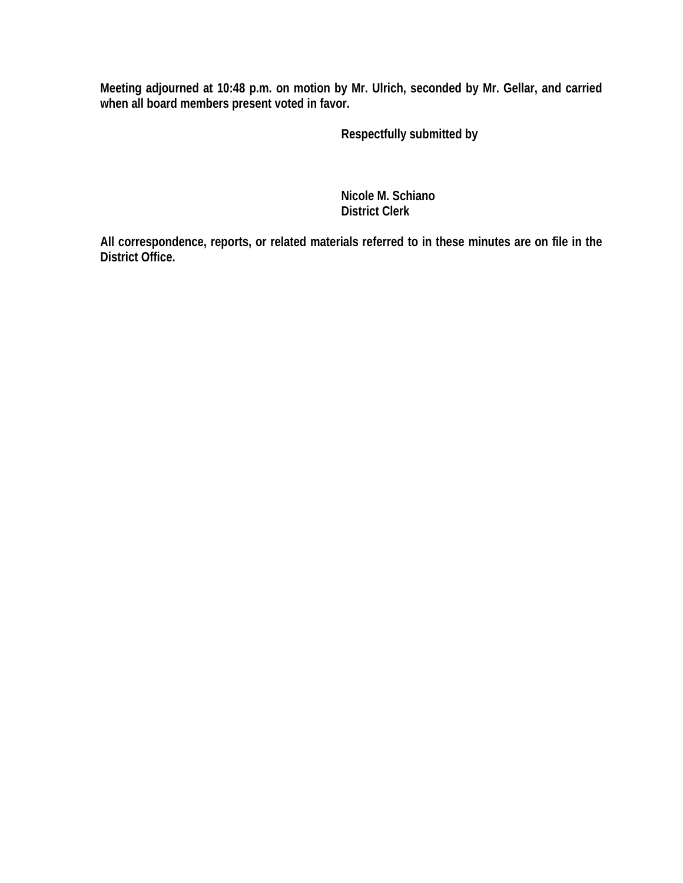**Meeting adjourned at 10:48 p.m. on motion by Mr. Ulrich, seconded by Mr. Gellar, and carried when all board members present voted in favor.**

**Respectfully submitted by**

**Nicole M. Schiano**
**District Clerk**

**All correspondence, reports, or related materials referred to in these minutes are on file in the District Office.**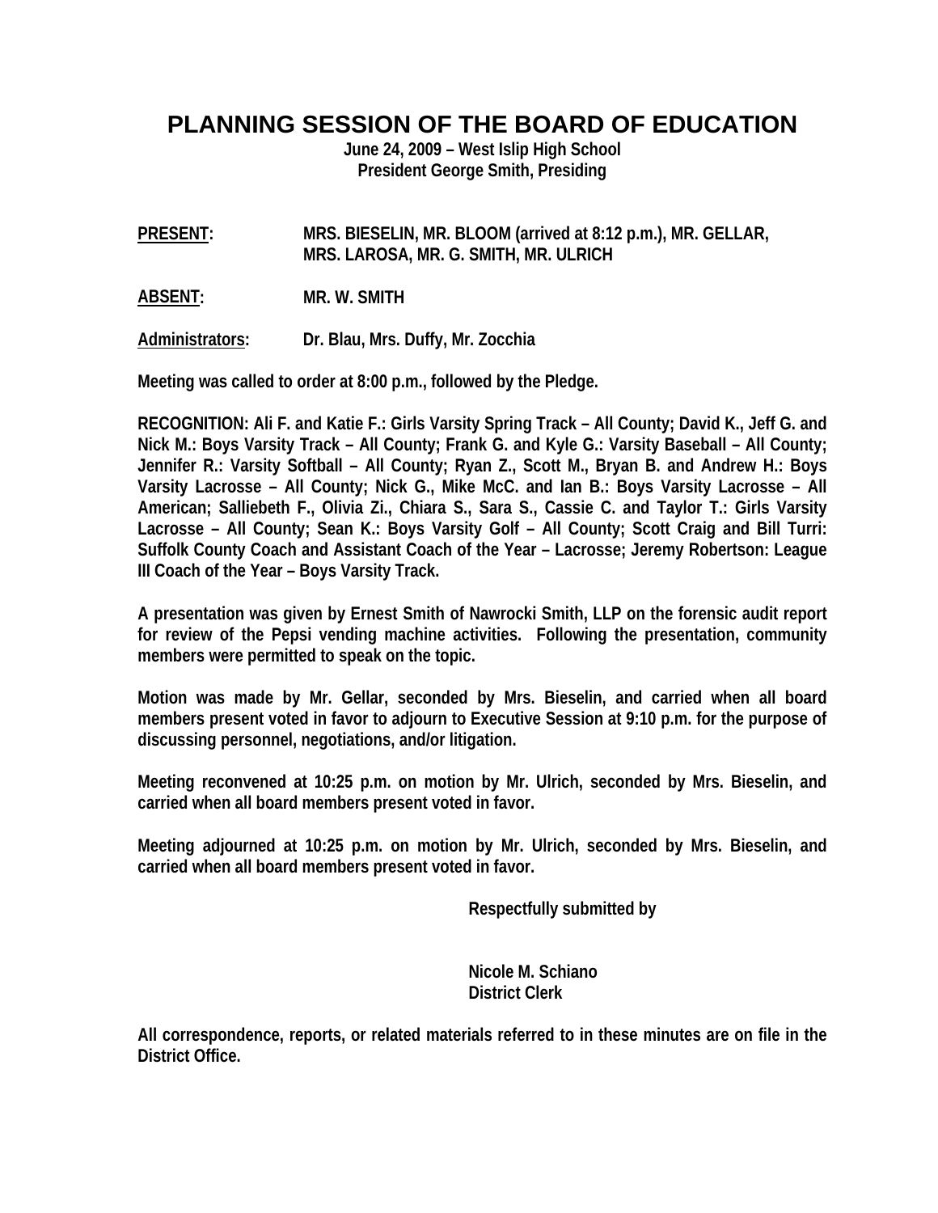# PLANNING SESSION OF THE BOARD OF EDUCATION

**June 24, 2009 – West Islip High School**
**President George Smith, Presiding**

**PRESENT:** MRS. BIESELIN, MR. BLOOM (arrived at 8:12 p.m.), MR. GELLAR, MRS. LAROSA, MR. G. SMITH, MR. ULRICH

**ABSENT:** MR. W. SMITH

**Administrators:** Dr. Blau, Mrs. Duffy, Mr. Zocchia

Meeting was called to order at 8:00 p.m., followed by the Pledge.

RECOGNITION: Ali F. and Katie F.: Girls Varsity Spring Track – All County; David K., Jeff G. and Nick M.: Boys Varsity Track – All County; Frank G. and Kyle G.: Varsity Baseball – All County; Jennifer R.: Varsity Softball – All County; Ryan Z., Scott M., Bryan B. and Andrew H.: Boys Varsity Lacrosse – All County; Nick G., Mike McC. and Ian B.: Boys Varsity Lacrosse – All American; Salliebeth F., Olivia Zi., Chiara S., Sara S., Cassie C. and Taylor T.: Girls Varsity Lacrosse – All County; Sean K.: Boys Varsity Golf – All County; Scott Craig and Bill Turri: Suffolk County Coach and Assistant Coach of the Year – Lacrosse; Jeremy Robertson: League III Coach of the Year – Boys Varsity Track.

A presentation was given by Ernest Smith of Nawrocki Smith, LLP on the forensic audit report for review of the Pepsi vending machine activities. Following the presentation, community members were permitted to speak on the topic.

Motion was made by Mr. Gellar, seconded by Mrs. Bieselin, and carried when all board members present voted in favor to adjourn to Executive Session at 9:10 p.m. for the purpose of discussing personnel, negotiations, and/or litigation.

Meeting reconvened at 10:25 p.m. on motion by Mr. Ulrich, seconded by Mrs. Bieselin, and carried when all board members present voted in favor.

Meeting adjourned at 10:25 p.m. on motion by Mr. Ulrich, seconded by Mrs. Bieselin, and carried when all board members present voted in favor.

Respectfully submitted by

Nicole M. Schiano
District Clerk

All correspondence, reports, or related materials referred to in these minutes are on file in the District Office.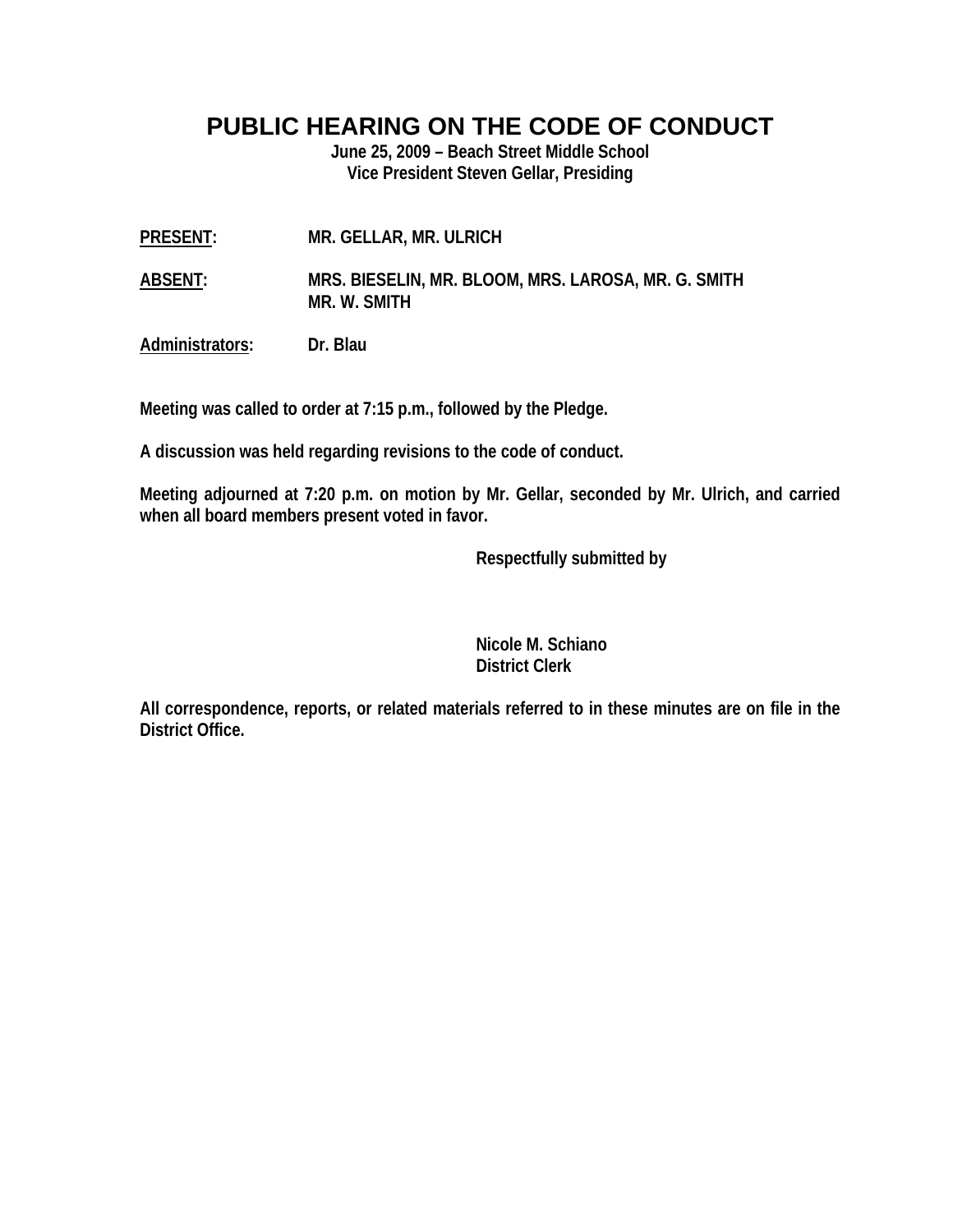# PUBLIC HEARING ON THE CODE OF CONDUCT

**June 25, 2009 – Beach Street Middle School**
**Vice President Steven Gellar, Presiding**

**PRESENT:** MR. GELLAR, MR. ULRICH

**ABSENT:** MRS. BIESELIN, MR. BLOOM, MRS. LAROSA, MR. G. SMITH
MR. W. SMITH

**Administrators:** Dr. Blau

Meeting was called to order at 7:15 p.m., followed by the Pledge.

A discussion was held regarding revisions to the code of conduct.

Meeting adjourned at 7:20 p.m. on motion by Mr. Gellar, seconded by Mr. Ulrich, and carried when all board members present voted in favor.

Respectfully submitted by

Nicole M. Schiano
District Clerk

All correspondence, reports, or related materials referred to in these minutes are on file in the District Office.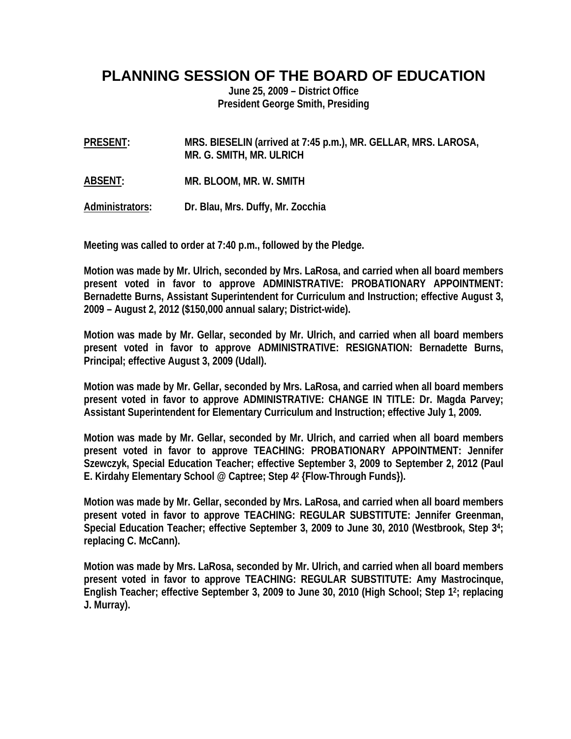# PLANNING SESSION OF THE BOARD OF EDUCATION

**June 25, 2009 – District Office**
**President George Smith, Presiding**

**PRESENT:** MRS. BIESELIN (arrived at 7:45 p.m.), MR. GELLAR, MRS. LAROSA, MR. G. SMITH, MR. ULRICH

**ABSENT:** MR. BLOOM, MR. W. SMITH

**Administrators:** Dr. Blau, Mrs. Duffy, Mr. Zocchia

Meeting was called to order at 7:40 p.m., followed by the Pledge.

Motion was made by Mr. Ulrich, seconded by Mrs. LaRosa, and carried when all board members present voted in favor to approve ADMINISTRATIVE: PROBATIONARY APPOINTMENT: Bernadette Burns, Assistant Superintendent for Curriculum and Instruction; effective August 3, 2009 – August 2, 2012 ($150,000 annual salary; District-wide).

Motion was made by Mr. Gellar, seconded by Mr. Ulrich, and carried when all board members present voted in favor to approve ADMINISTRATIVE: RESIGNATION: Bernadette Burns, Principal; effective August 3, 2009 (Udall).

Motion was made by Mr. Gellar, seconded by Mrs. LaRosa, and carried when all board members present voted in favor to approve ADMINISTRATIVE: CHANGE IN TITLE: Dr. Magda Parvey; Assistant Superintendent for Elementary Curriculum and Instruction; effective July 1, 2009.

Motion was made by Mr. Gellar, seconded by Mr. Ulrich, and carried when all board members present voted in favor to approve TEACHING: PROBATIONARY APPOINTMENT: Jennifer Szewczyk, Special Education Teacher; effective September 3, 2009 to September 2, 2012 (Paul E. Kirdahy Elementary School @ Captree; Step $4^2$ {Flow-Through Funds}).

Motion was made by Mr. Gellar, seconded by Mrs. LaRosa, and carried when all board members present voted in favor to approve TEACHING: REGULAR SUBSTITUTE: Jennifer Greenman, Special Education Teacher; effective September 3, 2009 to June 30, 2010 (Westbrook, Step $3^4$; replacing C. McCann).

Motion was made by Mrs. LaRosa, seconded by Mr. Ulrich, and carried when all board members present voted in favor to approve TEACHING: REGULAR SUBSTITUTE: Amy Mastrocinque, English Teacher; effective September 3, 2009 to June 30, 2010 (High School; Step $1^2$; replacing J. Murray).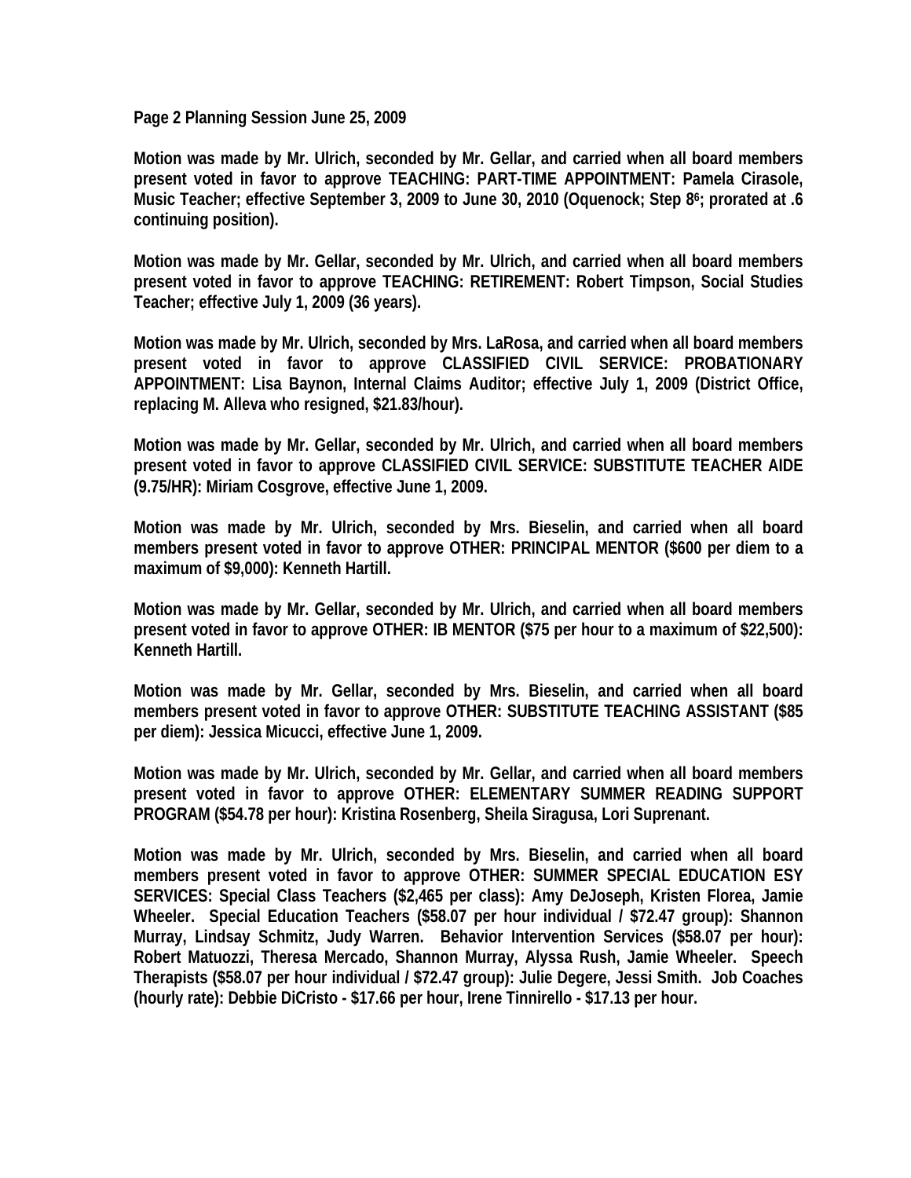**Page 2 Planning Session June 25, 2009**

**Motion was made by Mr. Ulrich, seconded by Mr. Gellar, and carried when all board members present voted in favor to approve TEACHING: PART-TIME APPOINTMENT: Pamela Cirasole, Music Teacher; effective September 3, 2009 to June 30, 2010 (Oquenock; Step $8^6$; prorated at .6 continuing position).**

**Motion was made by Mr. Gellar, seconded by Mr. Ulrich, and carried when all board members present voted in favor to approve TEACHING: RETIREMENT: Robert Timpson, Social Studies Teacher; effective July 1, 2009 (36 years).**

**Motion was made by Mr. Ulrich, seconded by Mrs. LaRosa, and carried when all board members present voted in favor to approve CLASSIFIED CIVIL SERVICE: PROBATIONARY APPOINTMENT: Lisa Baynon, Internal Claims Auditor; effective July 1, 2009 (District Office, replacing M. Alleva who resigned, $21.83/hour).**

**Motion was made by Mr. Gellar, seconded by Mr. Ulrich, and carried when all board members present voted in favor to approve CLASSIFIED CIVIL SERVICE: SUBSTITUTE TEACHER AIDE (9.75/HR): Miriam Cosgrove, effective June 1, 2009.**

**Motion was made by Mr. Ulrich, seconded by Mrs. Bieselin, and carried when all board members present voted in favor to approve OTHER: PRINCIPAL MENTOR ($600 per diem to a maximum of $9,000): Kenneth Hartill.**

**Motion was made by Mr. Gellar, seconded by Mr. Ulrich, and carried when all board members present voted in favor to approve OTHER: IB MENTOR ($75 per hour to a maximum of $22,500): Kenneth Hartill.**

**Motion was made by Mr. Gellar, seconded by Mrs. Bieselin, and carried when all board members present voted in favor to approve OTHER: SUBSTITUTE TEACHING ASSISTANT ($85 per diem): Jessica Micucci, effective June 1, 2009.**

**Motion was made by Mr. Ulrich, seconded by Mr. Gellar, and carried when all board members present voted in favor to approve OTHER: ELEMENTARY SUMMER READING SUPPORT PROGRAM ($54.78 per hour): Kristina Rosenberg, Sheila Siragusa, Lori Suprenant.**

**Motion was made by Mr. Ulrich, seconded by Mrs. Bieselin, and carried when all board members present voted in favor to approve OTHER: SUMMER SPECIAL EDUCATION ESY SERVICES: Special Class Teachers ($2,465 per class): Amy DeJoseph, Kristen Florea, Jamie Wheeler. Special Education Teachers ($58.07 per hour individual / $72.47 group): Shannon Murray, Lindsay Schmitz, Judy Warren. Behavior Intervention Services ($58.07 per hour): Robert Matuozzi, Theresa Mercado, Shannon Murray, Alyssa Rush, Jamie Wheeler. Speech Therapists ($58.07 per hour individual / $72.47 group): Julie Degere, Jessi Smith. Job Coaches (hourly rate): Debbie DiCristo - $17.66 per hour, Irene Tinnirello - $17.13 per hour.**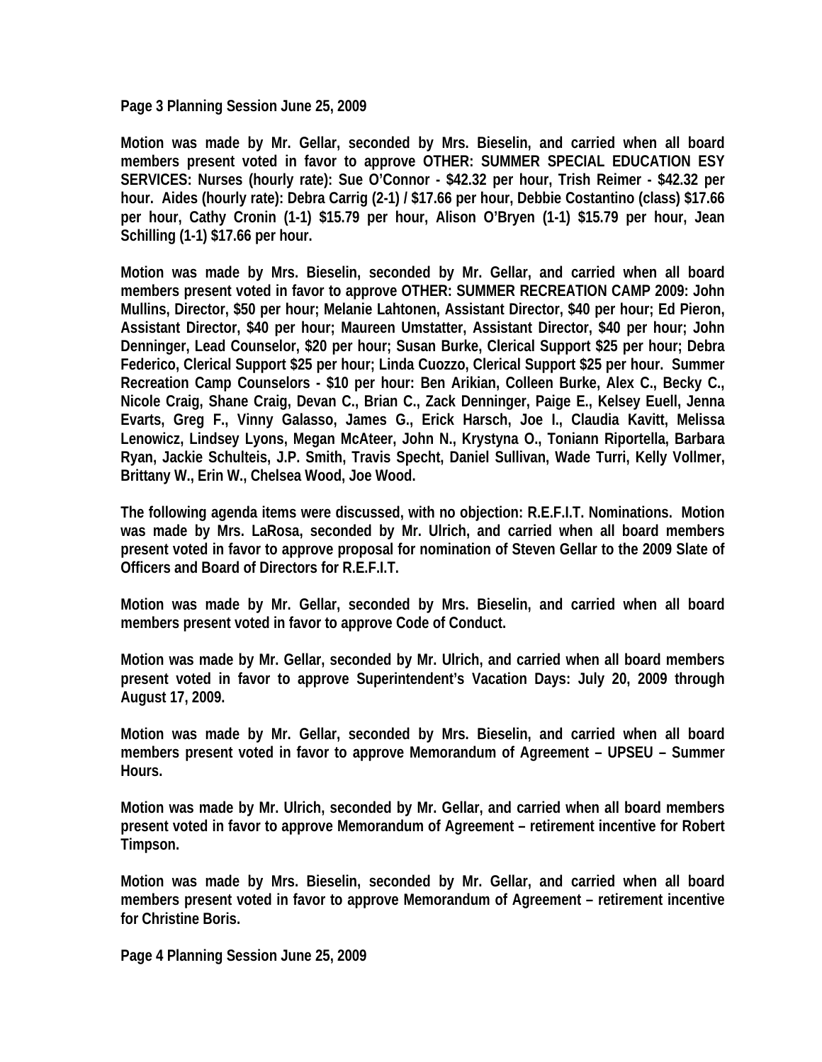Motion was made by Mr. Gellar, seconded by Mrs. Bieselin, and carried when all board members present voted in favor to approve OTHER: SUMMER SPECIAL EDUCATION ESY SERVICES: Nurses (hourly rate): Sue O'Connor - $42.32 per hour, Trish Reimer - $42.32 per hour. Aides (hourly rate): Debra Carrig (2-1) / $17.66 per hour, Debbie Costantino (class) $17.66 per hour, Cathy Cronin (1-1) $15.79 per hour, Alison O'Bryen (1-1) $15.79 per hour, Jean Schilling (1-1) $17.66 per hour.

Motion was made by Mrs. Bieselin, seconded by Mr. Gellar, and carried when all board members present voted in favor to approve OTHER: SUMMER RECREATION CAMP 2009: John Mullins, Director, $50 per hour; Melanie Lahtonen, Assistant Director, $40 per hour; Ed Pieron, Assistant Director, $40 per hour; Maureen Umstatter, Assistant Director, $40 per hour; John Denninger, Lead Counselor, $20 per hour; Susan Burke, Clerical Support $25 per hour; Debra Federico, Clerical Support $25 per hour; Linda Cuozzo, Clerical Support $25 per hour. Summer Recreation Camp Counselors - $10 per hour: Ben Arikian, Colleen Burke, Alex C., Becky C., Nicole Craig, Shane Craig, Devan C., Brian C., Zack Denninger, Paige E., Kelsey Euell, Jenna Evarts, Greg F., Vinny Galasso, James G., Erick Harsch, Joe I., Claudia Kavitt, Melissa Lenowicz, Lindsey Lyons, Megan McAteer, John N., Krystyna O., Toniann Riportella, Barbara Ryan, Jackie Schulteis, J.P. Smith, Travis Specht, Daniel Sullivan, Wade Turri, Kelly Vollmer, Brittany W., Erin W., Chelsea Wood, Joe Wood.

The following agenda items were discussed, with no objection: R.E.F.I.T. Nominations. Motion was made by Mrs. LaRosa, seconded by Mr. Ulrich, and carried when all board members present voted in favor to approve proposal for nomination of Steven Gellar to the 2009 Slate of Officers and Board of Directors for R.E.F.I.T.

Motion was made by Mr. Gellar, seconded by Mrs. Bieselin, and carried when all board members present voted in favor to approve Code of Conduct.

Motion was made by Mr. Gellar, seconded by Mr. Ulrich, and carried when all board members present voted in favor to approve Superintendent's Vacation Days: July 20, 2009 through August 17, 2009.

Motion was made by Mr. Gellar, seconded by Mrs. Bieselin, and carried when all board members present voted in favor to approve Memorandum of Agreement – UPSEU – Summer Hours.

Motion was made by Mr. Ulrich, seconded by Mr. Gellar, and carried when all board members present voted in favor to approve Memorandum of Agreement – retirement incentive for Robert Timpson.

Motion was made by Mrs. Bieselin, seconded by Mr. Gellar, and carried when all board members present voted in favor to approve Memorandum of Agreement – retirement incentive for Christine Boris.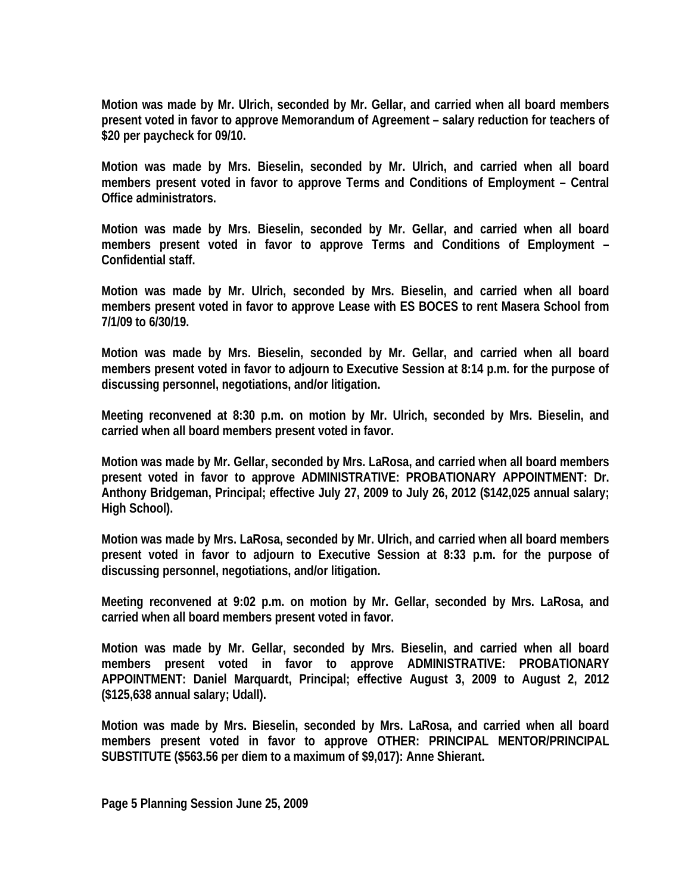**Motion was made by Mr. Ulrich, seconded by Mr. Gellar, and carried when all board members present voted in favor to approve Memorandum of Agreement – salary reduction for teachers of $20 per paycheck for 09/10.**

**Motion was made by Mrs. Bieselin, seconded by Mr. Ulrich, and carried when all board members present voted in favor to approve Terms and Conditions of Employment – Central Office administrators.**

**Motion was made by Mrs. Bieselin, seconded by Mr. Gellar, and carried when all board members present voted in favor to approve Terms and Conditions of Employment – Confidential staff.**

**Motion was made by Mr. Ulrich, seconded by Mrs. Bieselin, and carried when all board members present voted in favor to approve Lease with ES BOCES to rent Masera School from 7/1/09 to 6/30/19.**

**Motion was made by Mrs. Bieselin, seconded by Mr. Gellar, and carried when all board members present voted in favor to adjourn to Executive Session at 8:14 p.m. for the purpose of discussing personnel, negotiations, and/or litigation.**

**Meeting reconvened at 8:30 p.m. on motion by Mr. Ulrich, seconded by Mrs. Bieselin, and carried when all board members present voted in favor.**

**Motion was made by Mr. Gellar, seconded by Mrs. LaRosa, and carried when all board members present voted in favor to approve ADMINISTRATIVE: PROBATIONARY APPOINTMENT: Dr. Anthony Bridgeman, Principal; effective July 27, 2009 to July 26, 2012 ($142,025 annual salary; High School).**

**Motion was made by Mrs. LaRosa, seconded by Mr. Ulrich, and carried when all board members present voted in favor to adjourn to Executive Session at 8:33 p.m. for the purpose of discussing personnel, negotiations, and/or litigation.**

**Meeting reconvened at 9:02 p.m. on motion by Mr. Gellar, seconded by Mrs. LaRosa, and carried when all board members present voted in favor.**

**Motion was made by Mr. Gellar, seconded by Mrs. Bieselin, and carried when all board members present voted in favor to approve ADMINISTRATIVE: PROBATIONARY APPOINTMENT: Daniel Marquardt, Principal; effective August 3, 2009 to August 2, 2012 ($125,638 annual salary; Udall).**

**Motion was made by Mrs. Bieselin, seconded by Mrs. LaRosa, and carried when all board members present voted in favor to approve OTHER: PRINCIPAL MENTOR/PRINCIPAL SUBSTITUTE ($563.56 per diem to a maximum of $9,017): Anne Shierant.**

**Page 5 Planning Session June 25, 2009**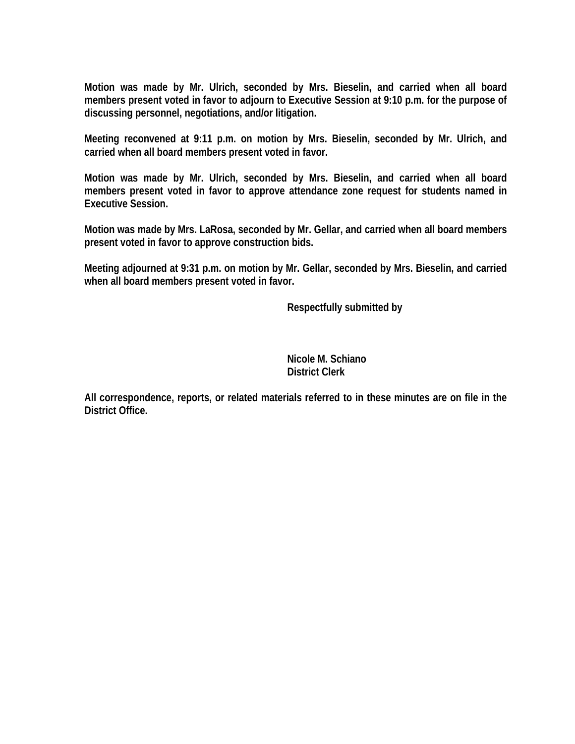**Motion was made by Mr. Ulrich, seconded by Mrs. Bieselin, and carried when all board members present voted in favor to adjourn to Executive Session at 9:10 p.m. for the purpose of discussing personnel, negotiations, and/or litigation.**

**Meeting reconvened at 9:11 p.m. on motion by Mrs. Bieselin, seconded by Mr. Ulrich, and carried when all board members present voted in favor.**

**Motion was made by Mr. Ulrich, seconded by Mrs. Bieselin, and carried when all board members present voted in favor to approve attendance zone request for students named in Executive Session.**

**Motion was made by Mrs. LaRosa, seconded by Mr. Gellar, and carried when all board members present voted in favor to approve construction bids.**

**Meeting adjourned at 9:31 p.m. on motion by Mr. Gellar, seconded by Mrs. Bieselin, and carried when all board members present voted in favor.**

**Respectfully submitted by**

**Nicole M. Schiano**
**District Clerk**

**All correspondence, reports, or related materials referred to in these minutes are on file in the District Office.**